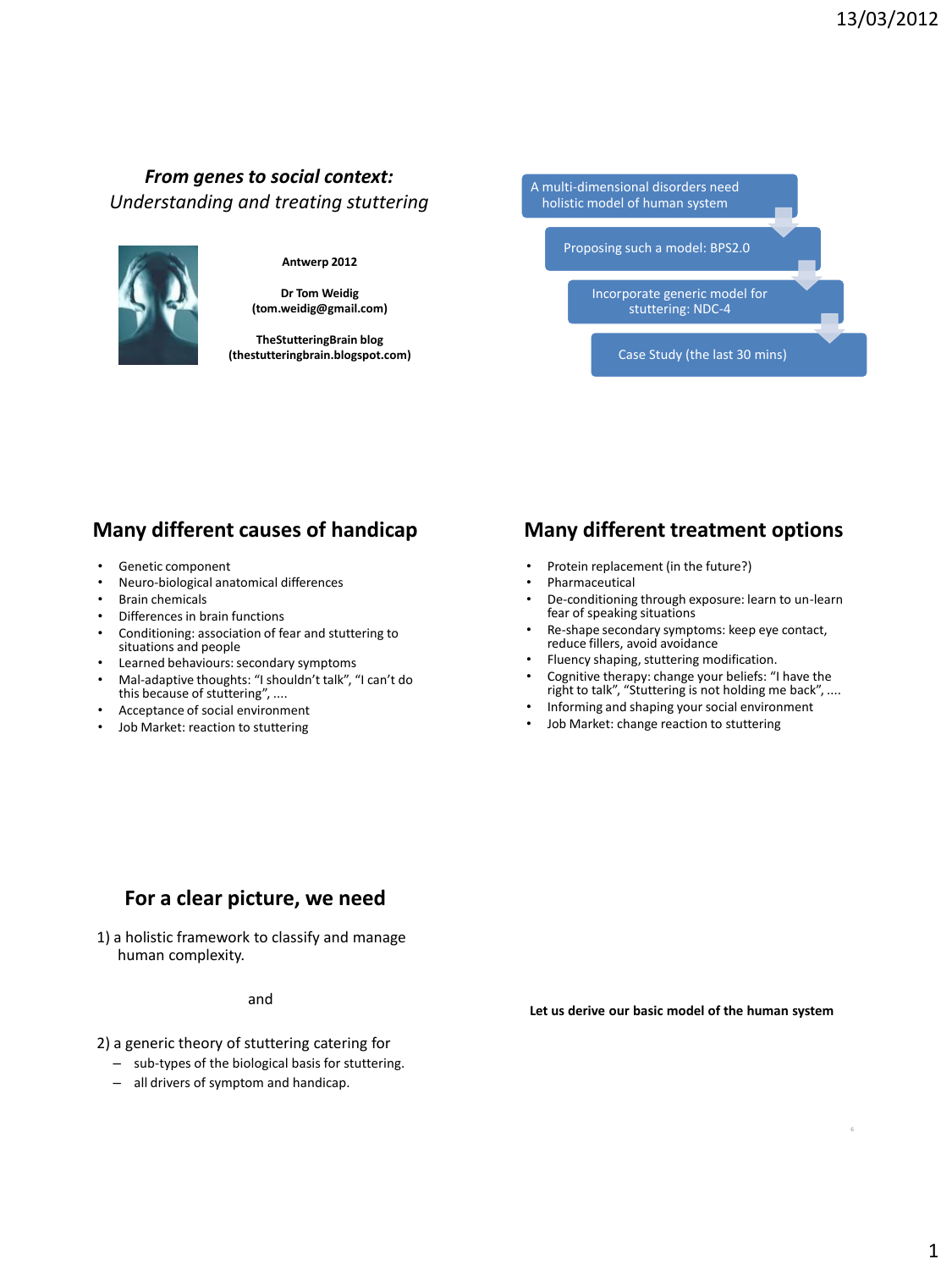*From genes to social context:*
*Understanding and treating stuttering*

**Antwerp 2012**

**Dr Tom Weidig**
**(tom.weidig@gmail.com)**

**TheStutteringBrain blog**
**(thestutteringbrain.blogspot.com)**

- A multi-dimensional disorders need holistic model of human system
- Proposing such a model: BPS2.0
- Incorporate generic model for stuttering: NDC-4
- Case Study (the last 30 mins)

## Many different causes of handicap

- Genetic component
- Neuro-biological anatomical differences
- Brain chemicals
- Differences in brain functions
- Conditioning: association of fear and stuttering to situations and people
- Learned behaviours: secondary symptoms
- Mal-adaptive thoughts: "I shouldn't talk", "I can't do this because of stuttering", ....
- Acceptance of social environment
- Job Market: reaction to stuttering

## Many different treatment options

- Protein replacement (in the future?)
- Pharmaceutical
- De-conditioning through exposure: learn to un-learn fear of speaking situations
- Re-shape secondary symptoms: keep eye contact, reduce fillers, avoid avoidance
- Fluency shaping, stuttering modification.
- Cognitive therapy: change your beliefs: "I have the right to talk", "Stuttering is not holding me back", ....
- Informing and shaping your social environment
- Job Market: change reaction to stuttering

## For a clear picture, we need

1) a holistic framework to classify and manage human complexity.

and

2) a generic theory of stuttering catering for
   - sub-types of the biological basis for stuttering.
   - all drivers of symptom and handicap.

**Let us derive our basic model of the human system**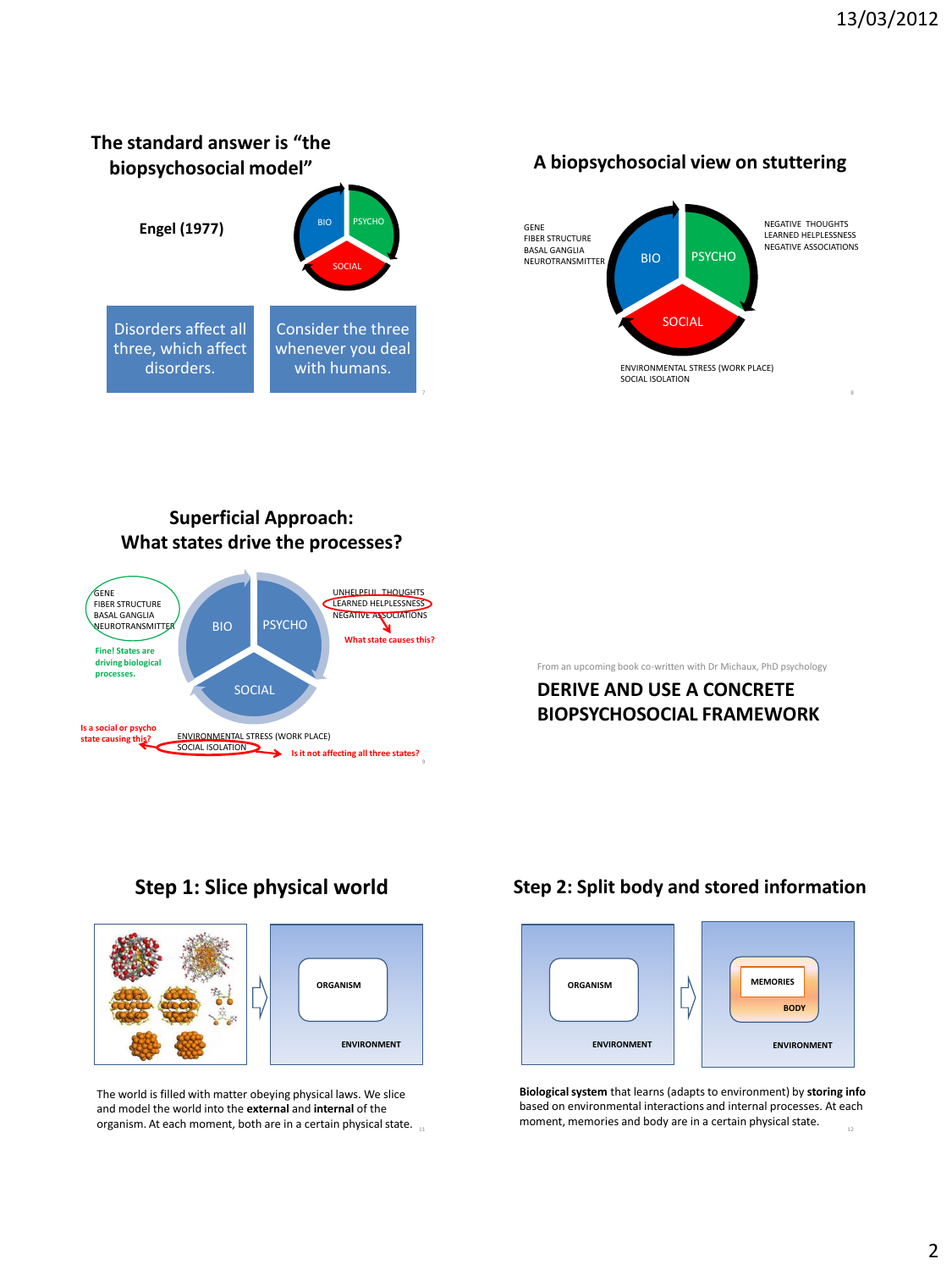## The standard answer is "the biopsychosocial model"

Engel (1977)

BIO PSYCHO SOCIAL

Disorders affect all three, which affect disorders.

Consider the three whenever you deal with humans.

## A biopsychosocial view on stuttering

GENE
FIBER STRUCTURE
BASAL GANGLIA
NEUROTRANSMITTER

BIO PSYCHO SOCIAL

NEGATIVE THOUGHTS
LEARNED HELPLESSNESS
NEGATIVE ASSOCIATIONS

ENVIRONMENTAL STRESS (WORK PLACE)
SOCIAL ISOLATION

## Superficial Approach: What states drive the processes?

GENE
FIBER STRUCTURE
BASAL GANGLIA
NEUROTRANSMITTER

Fine! States are driving biological processes.

BIO PSYCHO SOCIAL

UNHELPFUL THOUGHTS
LEARNED HELPLESSNESS
NEGATIVE ASSOCIATIONS

What state causes this?

Is a social or psycho state causing this?

ENVIRONMENTAL STRESS (WORK PLACE)
SOCIAL ISOLATION

Is it not affecting all three states?

From an upcoming book co-written with Dr Michaux, PhD psychology

## DERIVE AND USE A CONCRETE BIOPSYCHOSOCIAL FRAMEWORK

## Step 1: Slice physical world

ORGANISM
ENVIRONMENT

The world is filled with matter obeying physical laws. We slice and model the world into the **external** and **internal** of the organism. At each moment, both are in a certain physical state.

## Step 2: Split body and stored information

ORGANISM
ENVIRONMENT

MEMORIES
BODY
ENVIRONMENT

**Biological system** that learns (adapts to environment) by **storing info** based on environmental interactions and internal processes. At each moment, memories and body are in a certain physical state.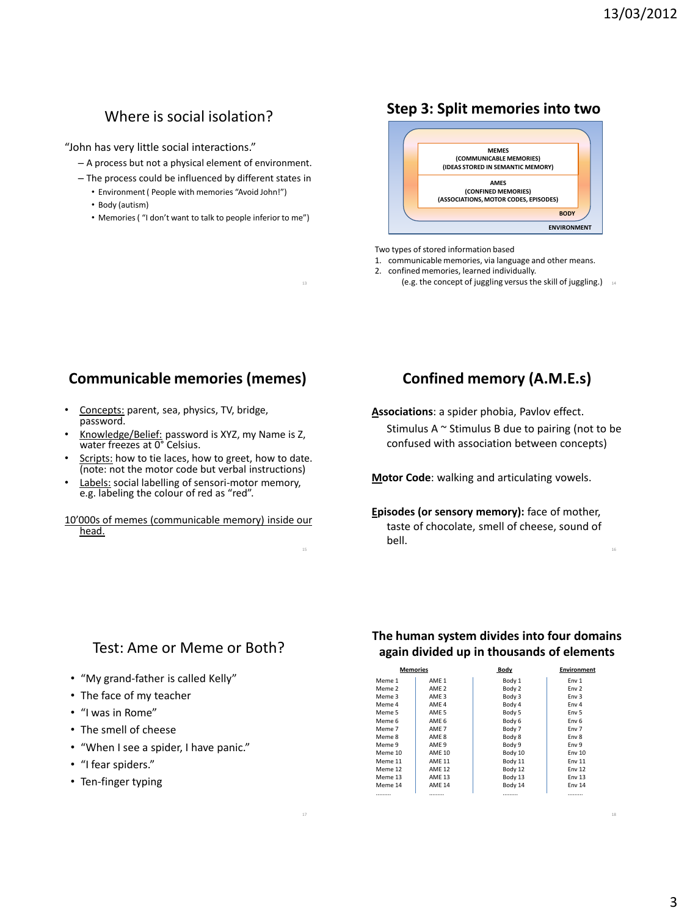## Where is social isolation?

"John has very little social interactions."

- A process but not a physical element of environment.
- The process could be influenced by different states in
  - Environment ( People with memories "Avoid John!")
  - Body (autism)
  - Memories ( "I don't want to talk to people inferior to me")

## Step 3: Split memories into two

MEMES
(COMMUNICABLE MEMORIES)
(IDEAS STORED IN SEMANTIC MEMORY)

AMES
(CONFINED MEMORIES)
(ASSOCIATIONS, MOTOR CODES, EPISODES)

BODY

ENVIRONMENT

Two types of stored information based

1. communicable memories, via language and other means.
2. confined memories, learned individually.
   (e.g. the concept of juggling versus the skill of juggling.)

## Communicable memories (memes)

- Concepts: parent, sea, physics, TV, bridge, password.
- Knowledge/Belief: password is XYZ, my Name is Z, water freezes at 0° Celsius.
- Scripts: how to tie laces, how to greet, how to date. (note: not the motor code but verbal instructions)
- Labels: social labelling of sensori-motor memory, e.g. labeling the colour of red as "red".

10'000s of memes (communicable memory) inside our head.

## Confined memory (A.M.E.s)

**Associations**: a spider phobia, Pavlov effect.
Stimulus A ~ Stimulus B due to pairing (not to be confused with association between concepts)

**Motor Code**: walking and articulating vowels.

**Episodes (or sensory memory):** face of mother, taste of chocolate, smell of cheese, sound of bell.

## Test: Ame or Meme or Both?

- "My grand-father is called Kelly"
- The face of my teacher
- "I was in Rome"
- The smell of cheese
- "When I see a spider, I have panic."
- "I fear spiders."
- Ten-finger typing

## The human system divides into four domains again divided up in thousands of elements

| Memories | | Body | Environment |
|---|---|---|---|
| Meme 1 | AME 1 | Body 1 | Env 1 |
| Meme 2 | AME 2 | Body 2 | Env 2 |
| Meme 3 | AME 3 | Body 3 | Env 3 |
| Meme 4 | AME 4 | Body 4 | Env 4 |
| Meme 5 | AME 5 | Body 5 | Env 5 |
| Meme 6 | AME 6 | Body 6 | Env 6 |
| Meme 7 | AME 7 | Body 7 | Env 7 |
| Meme 8 | AME 8 | Body 8 | Env 8 |
| Meme 9 | AME 9 | Body 9 | Env 9 |
| Meme 10 | AME 10 | Body 10 | Env 10 |
| Meme 11 | AME 11 | Body 11 | Env 11 |
| Meme 12 | AME 12 | Body 12 | Env 12 |
| Meme 13 | AME 13 | Body 13 | Env 13 |
| Meme 14 | AME 14 | Body 14 | Env 14 |
| ......... | ......... | ......... | ......... |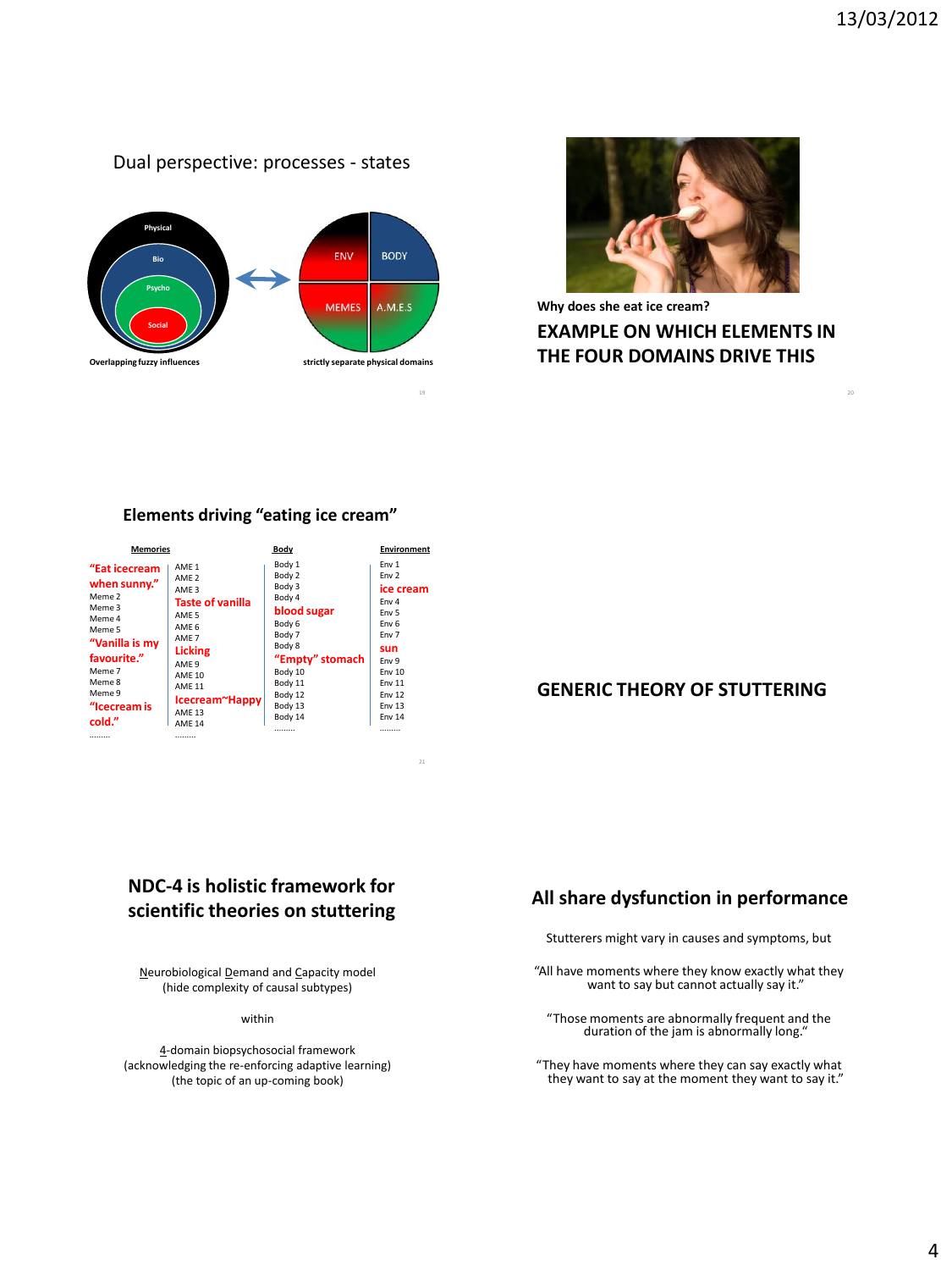## Dual perspective: processes - states

Physical

Bio

Psycho

Social

Overlapping fuzzy influences

ENV | BODY

MEMES | A.M.E.S

strictly separate physical domains

Why does she eat ice cream?

## EXAMPLE ON WHICH ELEMENTS IN THE FOUR DOMAINS DRIVE THIS

## Elements driving "eating ice cream"

| Memories | | Body | Environment |
|---|---|---|---|
| **"Eat icecream when sunny."** | AME 1 | Body 1 | Env 1 |
| Meme 2 | AME 2 | Body 2 | Env 2 |
| Meme 3 | AME 3 | Body 3 | **ice cream** |
| Meme 4 | **Taste of vanilla** | Body 4 | Env 4 |
| Meme 5 | AME 5 | **blood sugar** | Env 5 |
| **"Vanilla is my favourite."** | AME 6 | Body 6 | Env 6 |
| Meme 7 | AME 7 | Body 7 | Env 7 |
| Meme 8 | **Licking** | Body 8 | **sun** |
| Meme 9 | AME 9 | **"Empty" stomach** | Env 9 |
| **"Icecream is cold."** | AME 10 | Body 10 | Env 10 |
| | AME 11 | Body 11 | Env 11 |
| | **Icecream~Happy** | Body 12 | Env 12 |
| | AME 13 | Body 13 | Env 13 |
| | AME 14 | Body 14 | Env 14 |
| ......... | ......... | ......... | ......... |

## GENERIC THEORY OF STUTTERING

## NDC-4 is holistic framework for scientific theories on stuttering

Neurobiological Demand and Capacity model
(hide complexity of causal subtypes)

within

4-domain biopsychosocial framework
(acknowledging the re-enforcing adaptive learning)
(the topic of an up-coming book)

## All share dysfunction in performance

Stutterers might vary in causes and symptoms, but

"All have moments where they know exactly what they want to say but cannot actually say it."

"Those moments are abnormally frequent and the duration of the jam is abnormally long."

"They have moments where they can say exactly what they want to say at the moment they want to say it."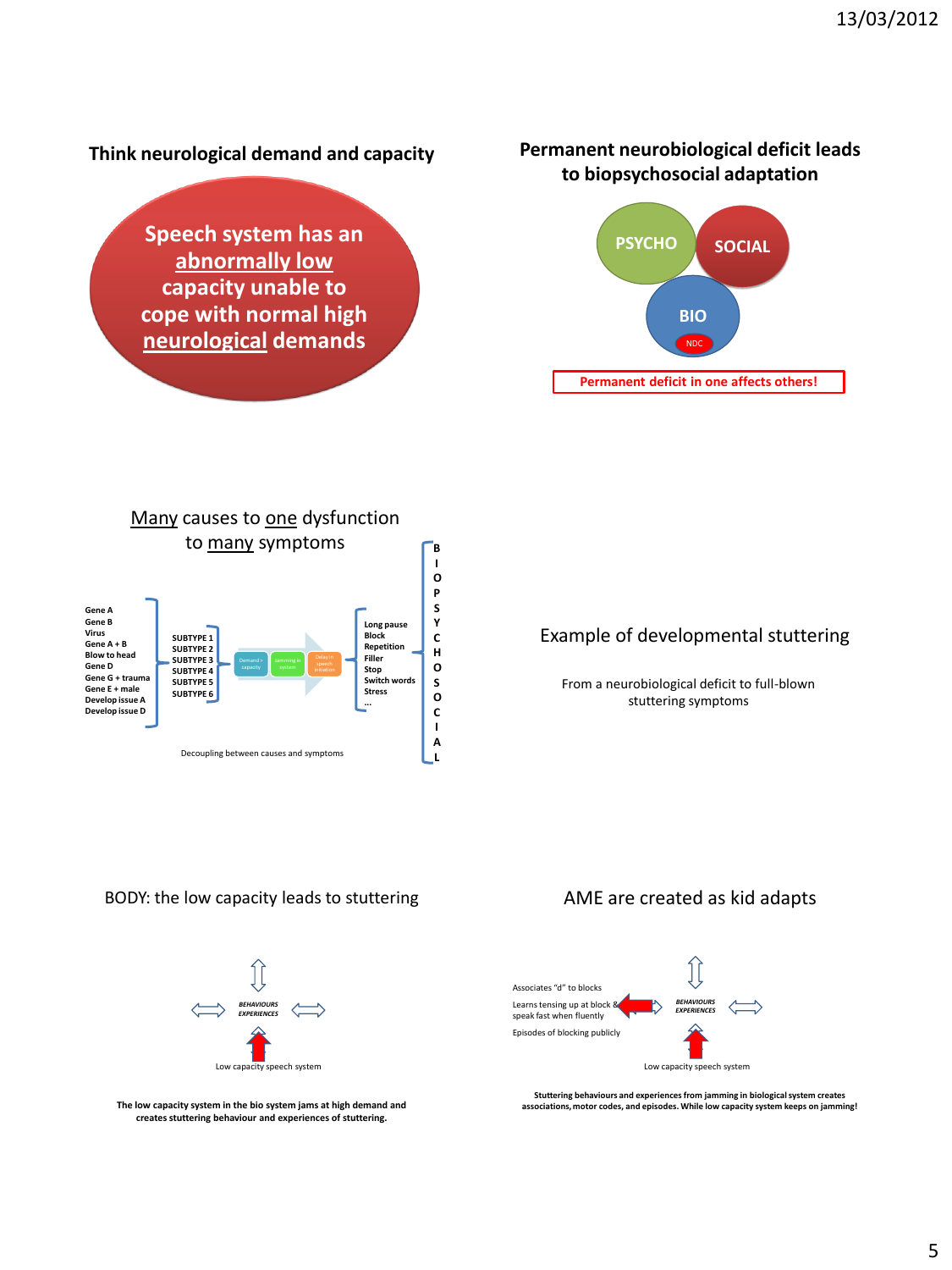## Think neurological demand and capacity

Speech system has an abnormally low capacity unable to cope with normal high neurological demands

## Permanent neurobiological deficit leads to biopsychosocial adaptation

PSYCHO

SOCIAL

BIO

NDC

Permanent deficit in one affects others!

## Many causes to one dysfunction to many symptoms

Gene A
Gene B
Virus
Gene A + B
Blow to head
Gene D
Gene G + trauma
Gene E + male
Develop issue A
Develop issue D

SUBTYPE 1
SUBTYPE 2
SUBTYPE 3
SUBTYPE 4
SUBTYPE 5
SUBTYPE 6

Demand > capacity → Jamming in system → Delay in speech initiation

Long pause
Block
Repetition
Filler
Stop
Switch words
Stress
...

BIOPSYCHOSOCIAL

Decoupling between causes and symptoms

## Example of developmental stuttering

From a neurobiological deficit to full-blown stuttering symptoms

## BODY: the low capacity leads to stuttering

*BEHAVIOURS EXPERIENCES*

Low capacity speech system

**The low capacity system in the bio system jams at high demand and creates stuttering behaviour and experiences of stuttering.**

## AME are created as kid adapts

Associates "d" to blocks

Learns tensing up at block & speak fast when fluently

Episodes of blocking publicly

*BEHAVIOURS EXPERIENCES*

Low capacity speech system

**Stuttering behaviours and experiences from jamming in biological system creates associations, motor codes, and episodes. While low capacity system keeps on jamming!**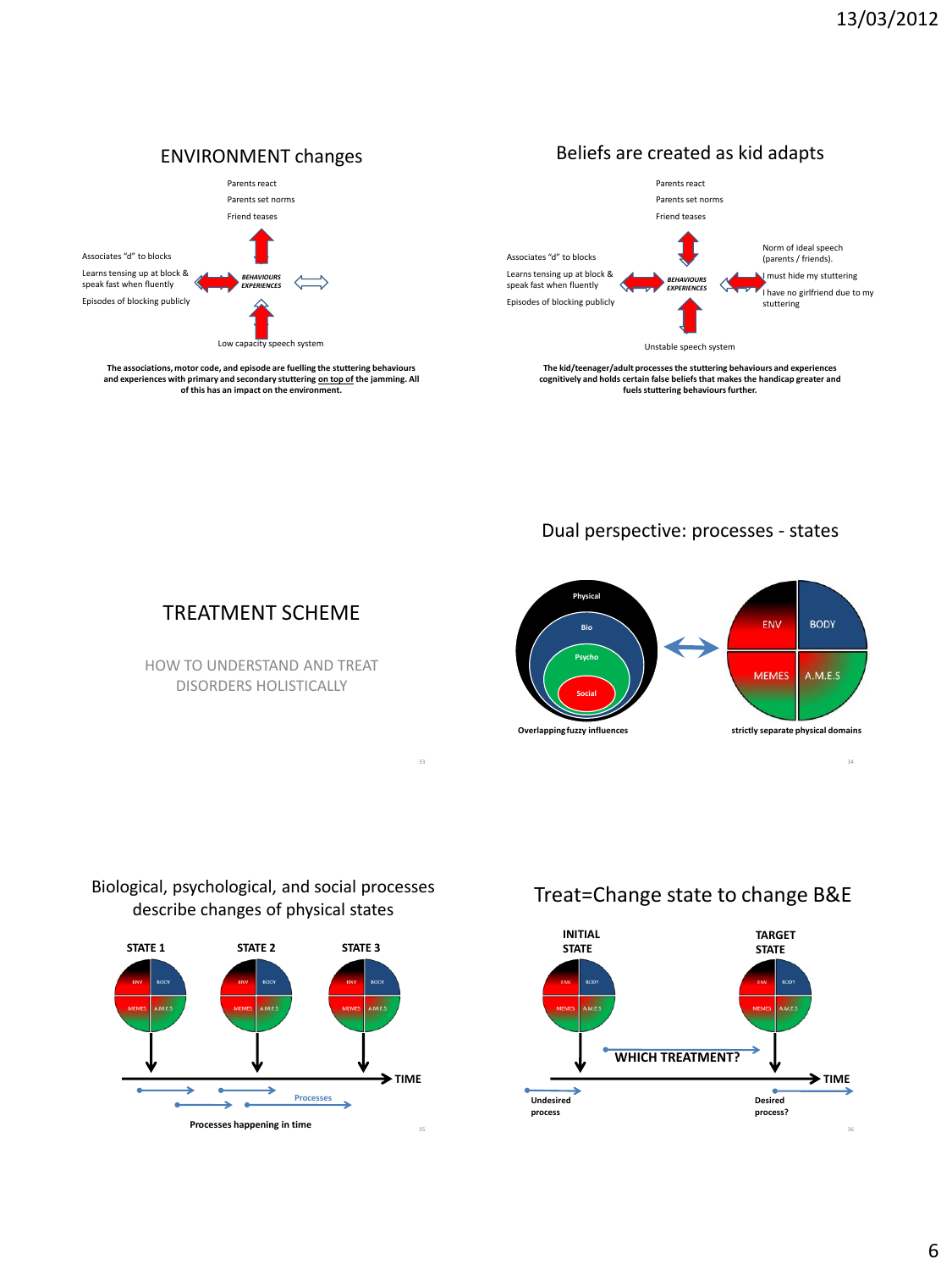## ENVIRONMENT changes

Parents react

Parents set norms

Friend teases

Associates "d" to blocks

Learns tensing up at block & speak fast when fluently

Episodes of blocking publicly

*BEHAVIOURS EXPERIENCES*

Low capacity speech system

**The associations, motor code, and episode are fuelling the stuttering behaviours and experiences with primary and secondary stuttering on top of the jamming. All of this has an impact on the environment.**

## Beliefs are created as kid adapts

Parents react

Parents set norms

Friend teases

Associates "d" to blocks

Learns tensing up at block & speak fast when fluently

Episodes of blocking publicly

*BEHAVIOURS EXPERIENCES*

Norm of ideal speech (parents / friends).

I must hide my stuttering

I have no girlfriend due to my stuttering

Unstable speech system

**The kid/teenager/adult processes the stuttering behaviours and experiences cognitively and holds certain false beliefs that makes the handicap greater and fuels stuttering behaviours further.**

## TREATMENT SCHEME

HOW TO UNDERSTAND AND TREAT DISORDERS HOLISTICALLY

## Dual perspective: processes - states

Physical

Bio

Psycho

Social

ENV

BODY

MEMES

A.M.E.S

**Overlapping fuzzy influences**

**strictly separate physical domains**

## Biological, psychological, and social processes describe changes of physical states

**STATE 1** **STATE 2** **STATE 3**

ENV BODY MEMES A.M.E.S

**TIME**

Processes

**Processes happening in time**

## Treat=Change state to change B&E

**INITIAL STATE**

**TARGET STATE**

ENV BODY MEMES A.M.E.S

**WHICH TREATMENT?**

**TIME**

**Undesired process**

**Desired process?**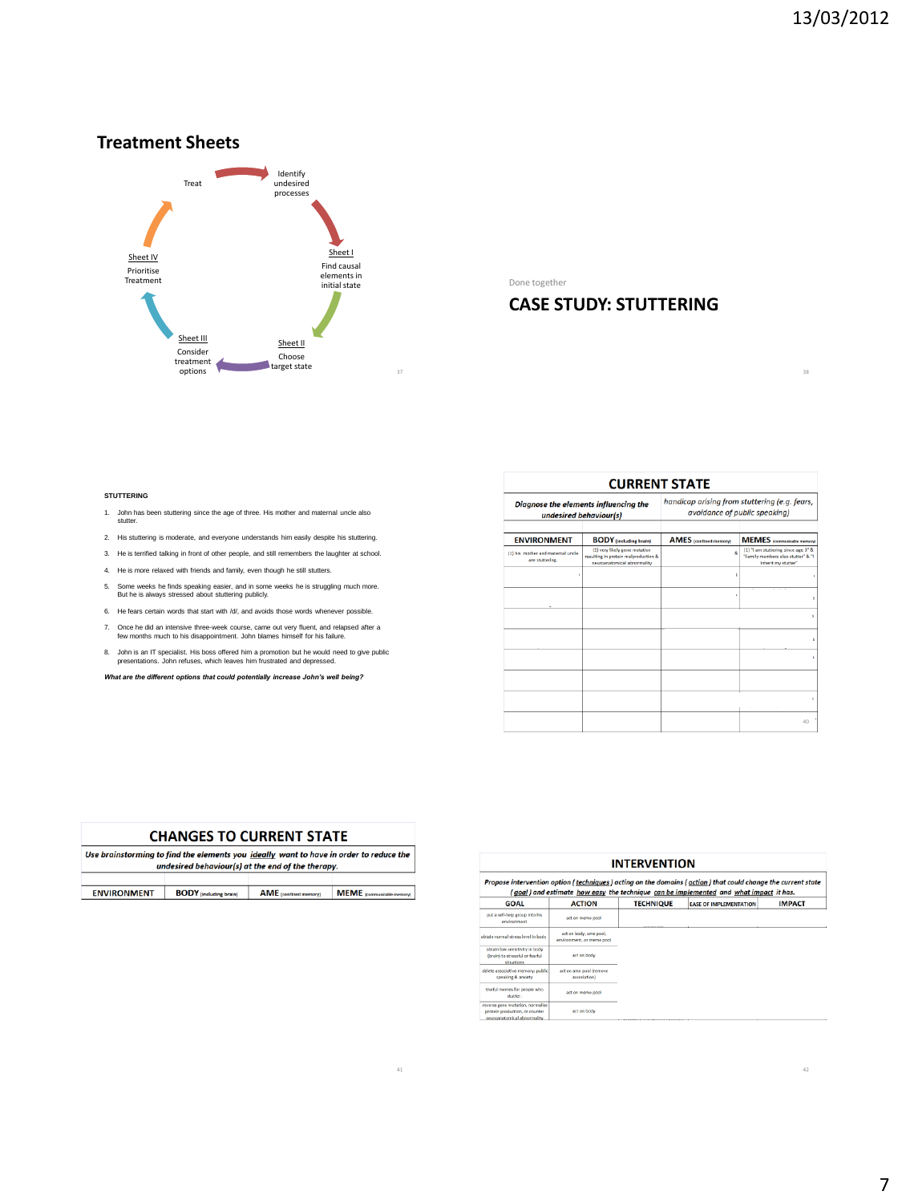## Treatment Sheets

Treat → Identify undesired processes → Sheet I: Find causal elements in initial state → Sheet II: Choose target state → Sheet III: Consider treatment options → Sheet IV: Prioritise Treatment → Treat

Done together

## CASE STUDY: STUTTERING

**STUTTERING**

1. John has been stuttering since the age of three. His mother and maternal uncle also stutter.
2. His stuttering is moderate, and everyone understands him easily despite his stuttering.
3. He is terrified talking in front of other people, and still remembers the laughter at school.
4. He is more relaxed with friends and family, even though he still stutters.
5. Some weeks he finds speaking easier, and in some weeks he is struggling much more. But he is always stressed about stuttering publicly.
6. He fears certain words that start with /d/, and avoids those words whenever possible.
7. Once he did an intensive three-week course, came out very fluent, and relapsed after a few months much to his disappointment. John blames himself for his failure.
8. John is an IT specialist. His boss offered him a promotion but he would need to give public presentations. John refuses, which leaves him frustrated and depressed.

***What are the different options that could potentially increase John's well being?***

### CURRENT STATE

| *Diagnose the elements influencing the undesired behaviour(s)* | | *handicap arising from stuttering (e.g. fears, avoidance of public speaking)* | |
|---|---|---|---|
| ENVIRONMENT | BODY (including brain) | AMES (confined memory) | MEMES (communicable memory) |
| (1) his mother and maternal uncle are stuttering. | (1) very likely gene mutation resulting in protein malproduction & neuroanatomical abnormality | | (1) "I am stuttering since age 3" & "Family members also stutter" & "I inherit my stutter" |

### CHANGES TO CURRENT STATE

*Use brainstorming to find the elements you **ideally** want to have in order to reduce the undesired behaviour(s) at the end of the therapy.*

| ENVIRONMENT | BODY (including brain) | AME (confined memory) | MEME (communicable memory) |
|---|---|---|---|

### INTERVENTION

*Propose intervention option (techniques) acting on the domains (action) that could change the current state (goal) and estimate how easy the technique can be implemented and what impact it has.*

| GOAL | ACTION | TECHNIQUE | EASE OF IMPLEMENTATION | IMPACT |
|---|---|---|---|---|
| put a self-help group into his environment | act on meme pool | | | |
| obtain normal stress level in body | act on body, ame pool, environment, or meme pool | | | |
| obtain low sensitivity in body (brain) to stressful or fearful situations | act on body | | | |
| delete associative memory: public speaking & anxiety | act on ame pool (remove association) | | | |
| truthful memes for people who stutter. | act on meme pool | | | |
| reverse gene mutation, normalize protein production, or counter neuroanatomical abnormality | act on body | | | |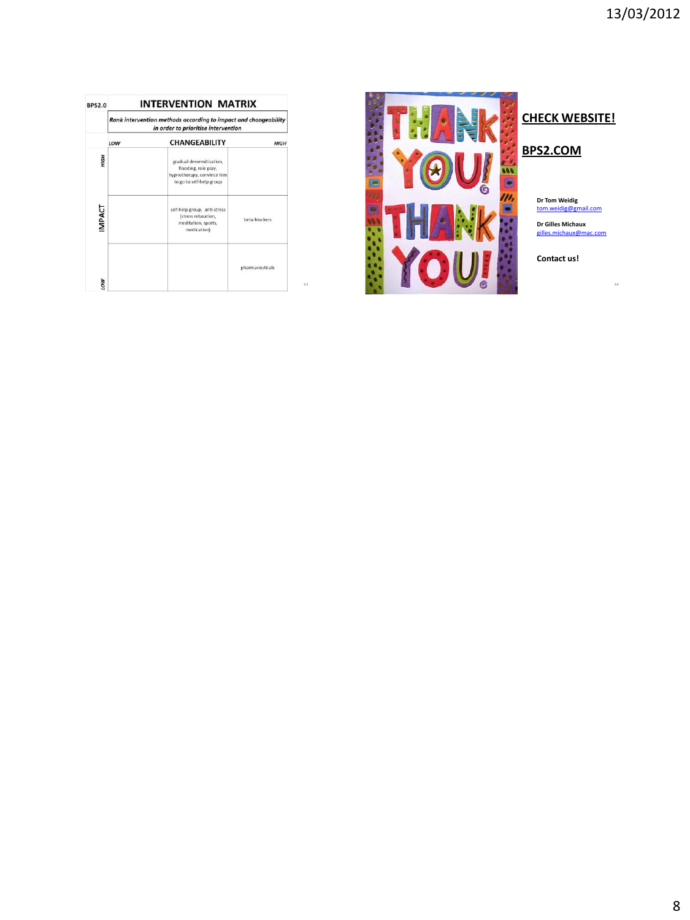## BPS2.0 INTERVENTION MATRIX

*Rank intervention methods according to impact and changeability in order to prioritise intervention*

| IMPACT \ CHANGEABILITY | LOW | | HIGH |
|---|---|---|---|
| HIGH | | gradual dessensitization, flooding, role play, hypnotherapy, convince him to go to self-help group | |
| | | self-help group, anti-stress (stress relaxation, meditation, sports, medication) | beta-blockers |
| LOW | | | pharmaceuticals |

THANK YOU! THANK YOU!

## CHECK WEBSITE!

## BPS2.COM

**Dr Tom Weidig**
tom.weidig@gmail.com

**Dr Gilles Michaux**
gilles.michaux@mac.com

**Contact us!**